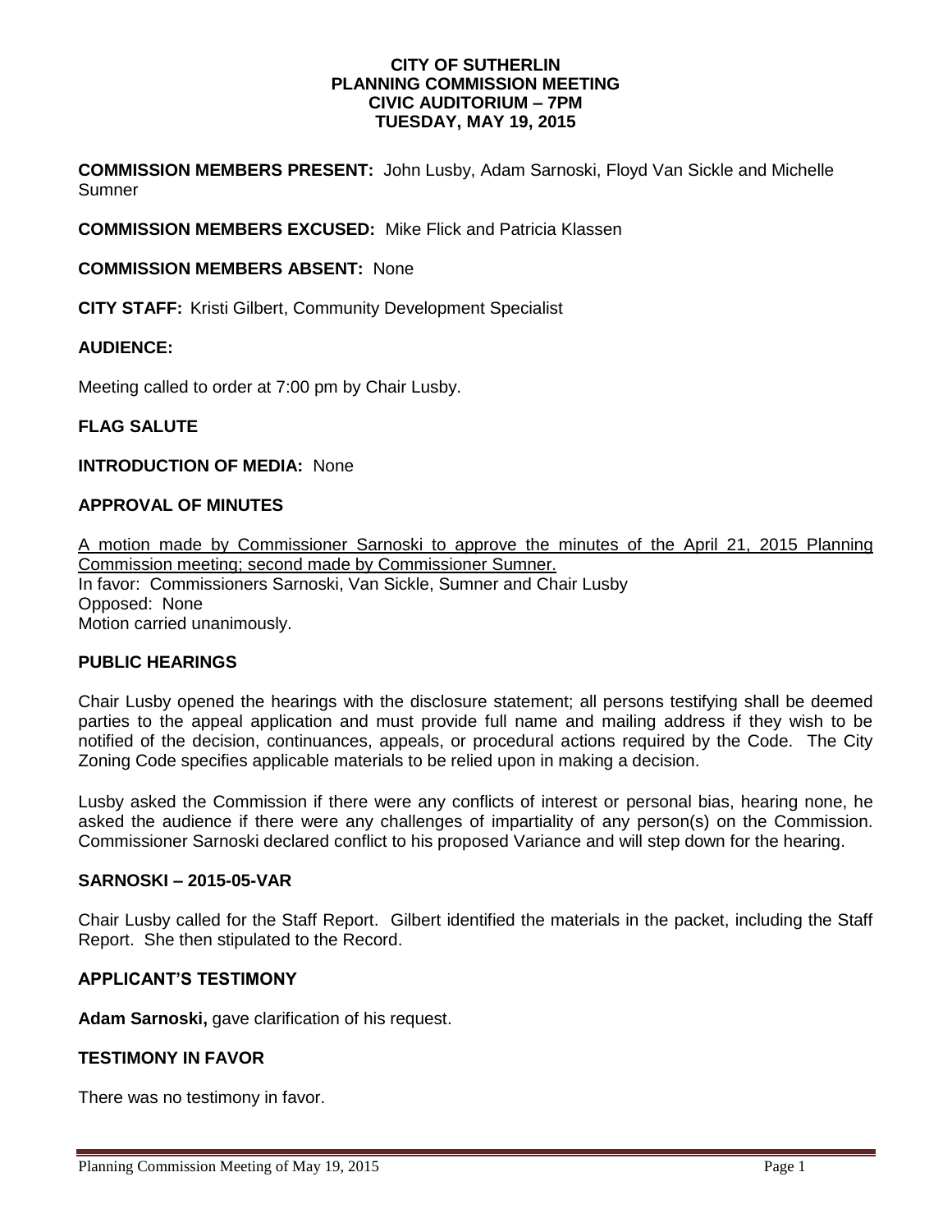**CITY OF SUTHERLIN**
**PLANNING COMMISSION MEETING**
**CIVIC AUDITORIUM – 7PM**
**TUESDAY, MAY 19, 2015**

**COMMISSION MEMBERS PRESENT:** John Lusby, Adam Sarnoski, Floyd Van Sickle and Michelle Sumner

**COMMISSION MEMBERS EXCUSED:** Mike Flick and Patricia Klassen

**COMMISSION MEMBERS ABSENT:** None

**CITY STAFF:** Kristi Gilbert, Community Development Specialist

**AUDIENCE:**

Meeting called to order at 7:00 pm by Chair Lusby.

**FLAG SALUTE**

**INTRODUCTION OF MEDIA:** None

**APPROVAL OF MINUTES**

<u>A motion made by Commissioner Sarnoski to approve the minutes of the April 21, 2015 Planning Commission meeting; second made by Commissioner Sumner.</u>
In favor: Commissioners Sarnoski, Van Sickle, Sumner and Chair Lusby
Opposed: None
Motion carried unanimously.

**PUBLIC HEARINGS**

Chair Lusby opened the hearings with the disclosure statement; all persons testifying shall be deemed parties to the appeal application and must provide full name and mailing address if they wish to be notified of the decision, continuances, appeals, or procedural actions required by the Code. The City Zoning Code specifies applicable materials to be relied upon in making a decision.

Lusby asked the Commission if there were any conflicts of interest or personal bias, hearing none, he asked the audience if there were any challenges of impartiality of any person(s) on the Commission. Commissioner Sarnoski declared conflict to his proposed Variance and will step down for the hearing.

**SARNOSKI – 2015-05-VAR**

Chair Lusby called for the Staff Report. Gilbert identified the materials in the packet, including the Staff Report. She then stipulated to the Record.

**APPLICANT'S TESTIMONY**

**Adam Sarnoski,** gave clarification of his request.

**TESTIMONY IN FAVOR**

There was no testimony in favor.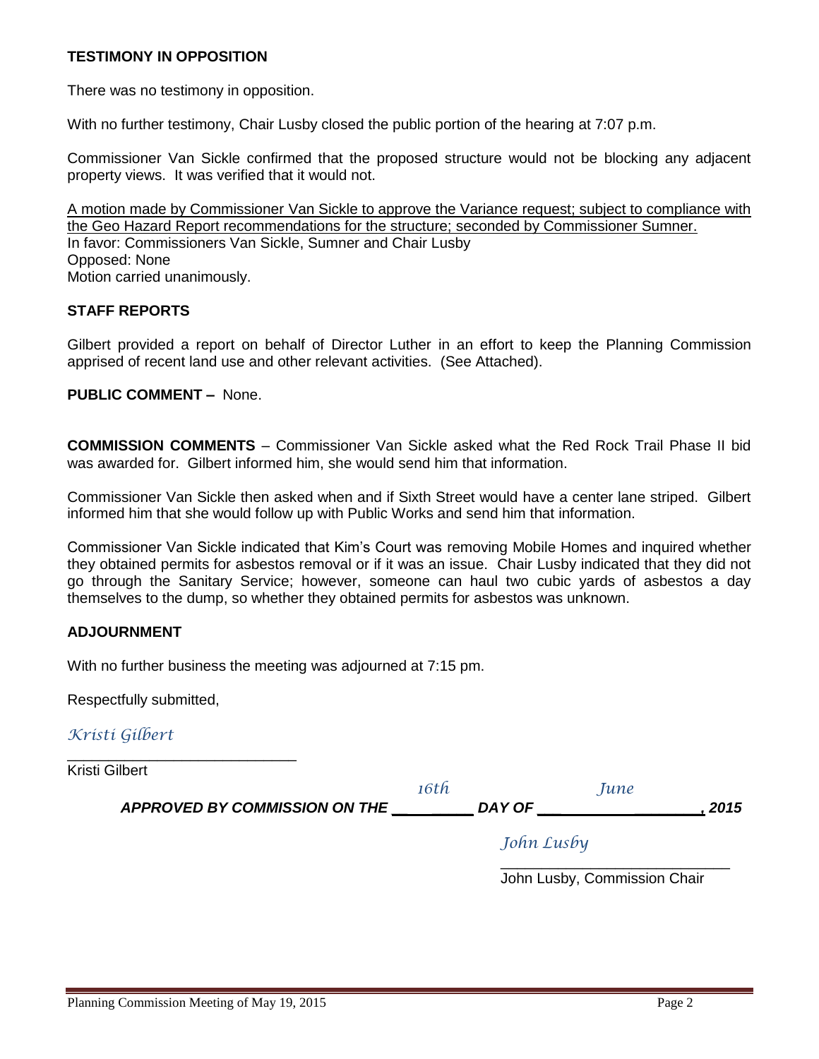**TESTIMONY IN OPPOSITION**

There was no testimony in opposition.

With no further testimony, Chair Lusby closed the public portion of the hearing at 7:07 p.m.

Commissioner Van Sickle confirmed that the proposed structure would not be blocking any adjacent property views. It was verified that it would not.

<u>A motion made by Commissioner Van Sickle to approve the Variance request; subject to compliance with the Geo Hazard Report recommendations for the structure; seconded by Commissioner Sumner.</u>
In favor: Commissioners Van Sickle, Sumner and Chair Lusby
Opposed: None
Motion carried unanimously.

**STAFF REPORTS**

Gilbert provided a report on behalf of Director Luther in an effort to keep the Planning Commission apprised of recent land use and other relevant activities. (See Attached).

**PUBLIC COMMENT –** None.

**COMMISSION COMMENTS** – Commissioner Van Sickle asked what the Red Rock Trail Phase II bid was awarded for. Gilbert informed him, she would send him that information.

Commissioner Van Sickle then asked when and if Sixth Street would have a center lane striped. Gilbert informed him that she would follow up with Public Works and send him that information.

Commissioner Van Sickle indicated that Kim's Court was removing Mobile Homes and inquired whether they obtained permits for asbestos removal or if it was an issue. Chair Lusby indicated that they did not go through the Sanitary Service; however, someone can haul two cubic yards of asbestos a day themselves to the dump, so whether they obtained permits for asbestos was unknown.

**ADJOURNMENT**

With no further business the meeting was adjourned at 7:15 pm.

Respectfully submitted,

*Kristi Gilbert*

Kristi Gilbert

***APPROVED BY COMMISSION ON THE*** *16th* ***DAY OF*** *June* ***, 2015***

*John Lusby*

John Lusby, Commission Chair